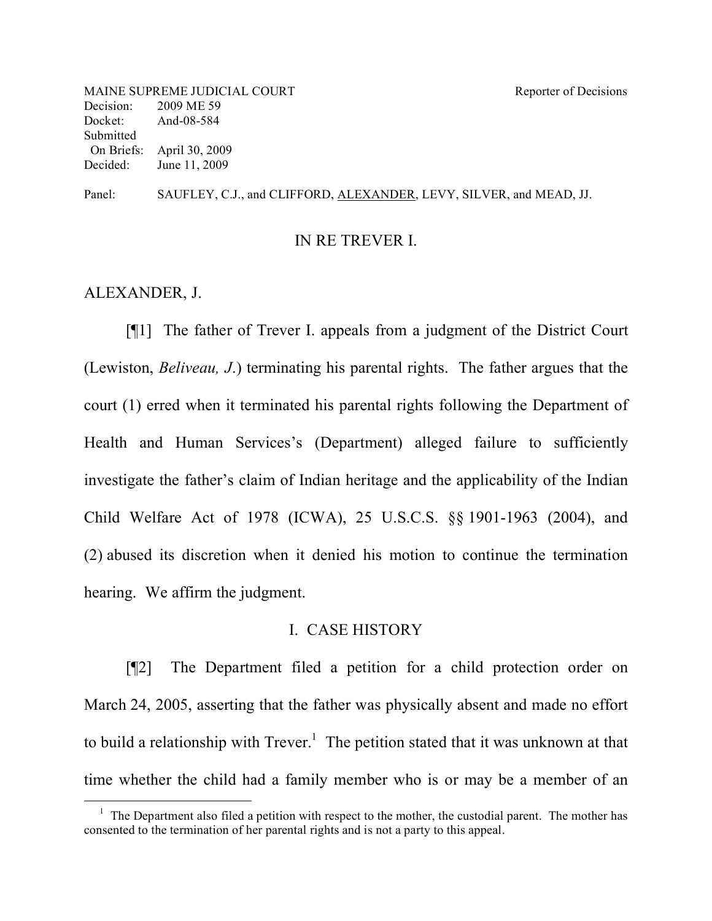MAINE SUPREME JUDICIAL COURT Reporter of Decisions
Decision: 2009 ME 59
Docket: And-08-584
Submitted
On Briefs: April 30, 2009
Decided: June 11, 2009

Panel: SAUFLEY, C.J., and CLIFFORD, ALEXANDER, LEVY, SILVER, and MEAD, JJ.

IN RE TREVER I.

ALEXANDER, J.

[¶1] The father of Trever I. appeals from a judgment of the District Court (Lewiston, *Beliveau, J.*) terminating his parental rights. The father argues that the court (1) erred when it terminated his parental rights following the Department of Health and Human Services's (Department) alleged failure to sufficiently investigate the father's claim of Indian heritage and the applicability of the Indian Child Welfare Act of 1978 (ICWA), 25 U.S.C.S. §§ 1901-1963 (2004), and (2) abused its discretion when it denied his motion to continue the termination hearing. We affirm the judgment.

## I. CASE HISTORY

[¶2] The Department filed a petition for a child protection order on March 24, 2005, asserting that the father was physically absent and made no effort to build a relationship with Trever.[1] The petition stated that it was unknown at that time whether the child had a family member who is or may be a member of an

[1] The Department also filed a petition with respect to the mother, the custodial parent. The mother has consented to the termination of her parental rights and is not a party to this appeal.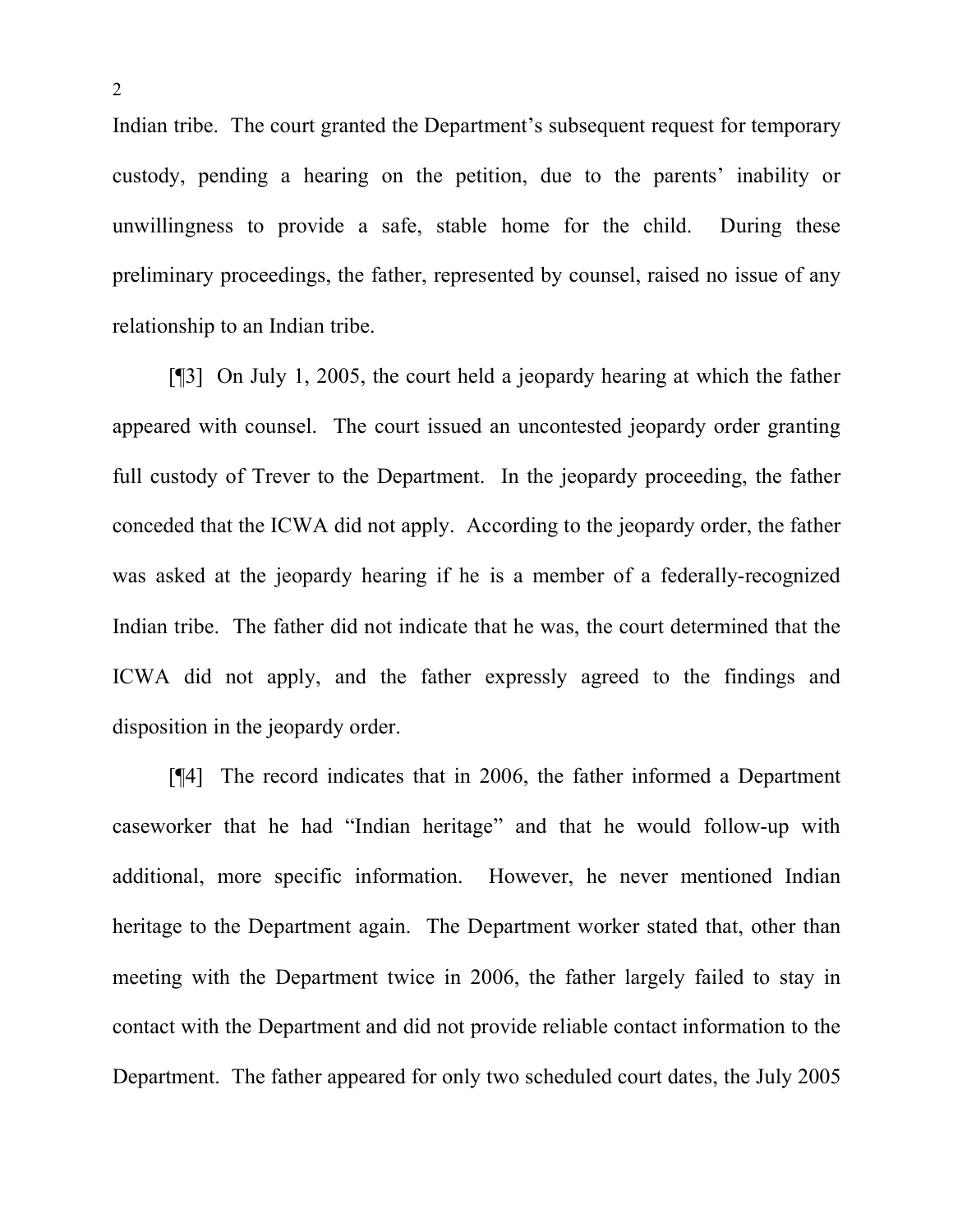Indian tribe. The court granted the Department's subsequent request for temporary custody, pending a hearing on the petition, due to the parents' inability or unwillingness to provide a safe, stable home for the child. During these preliminary proceedings, the father, represented by counsel, raised no issue of any relationship to an Indian tribe.

[¶3] On July 1, 2005, the court held a jeopardy hearing at which the father appeared with counsel. The court issued an uncontested jeopardy order granting full custody of Trever to the Department. In the jeopardy proceeding, the father conceded that the ICWA did not apply. According to the jeopardy order, the father was asked at the jeopardy hearing if he is a member of a federally-recognized Indian tribe. The father did not indicate that he was, the court determined that the ICWA did not apply, and the father expressly agreed to the findings and disposition in the jeopardy order.

[¶4] The record indicates that in 2006, the father informed a Department caseworker that he had "Indian heritage" and that he would follow-up with additional, more specific information. However, he never mentioned Indian heritage to the Department again. The Department worker stated that, other than meeting with the Department twice in 2006, the father largely failed to stay in contact with the Department and did not provide reliable contact information to the Department. The father appeared for only two scheduled court dates, the July 2005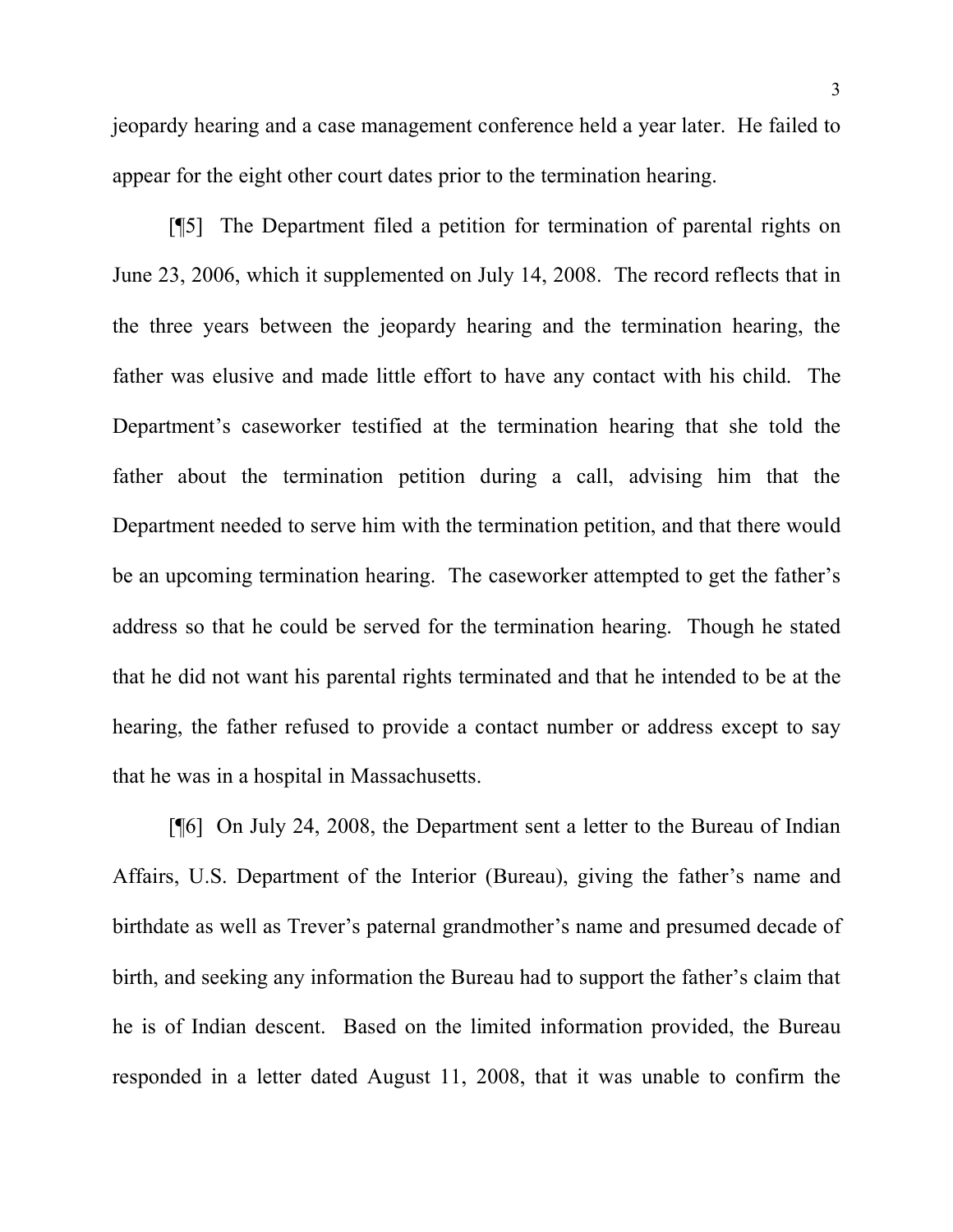jeopardy hearing and a case management conference held a year later. He failed to appear for the eight other court dates prior to the termination hearing.

[¶5] The Department filed a petition for termination of parental rights on June 23, 2006, which it supplemented on July 14, 2008. The record reflects that in the three years between the jeopardy hearing and the termination hearing, the father was elusive and made little effort to have any contact with his child. The Department's caseworker testified at the termination hearing that she told the father about the termination petition during a call, advising him that the Department needed to serve him with the termination petition, and that there would be an upcoming termination hearing. The caseworker attempted to get the father's address so that he could be served for the termination hearing. Though he stated that he did not want his parental rights terminated and that he intended to be at the hearing, the father refused to provide a contact number or address except to say that he was in a hospital in Massachusetts.

[¶6] On July 24, 2008, the Department sent a letter to the Bureau of Indian Affairs, U.S. Department of the Interior (Bureau), giving the father's name and birthdate as well as Trever's paternal grandmother's name and presumed decade of birth, and seeking any information the Bureau had to support the father's claim that he is of Indian descent. Based on the limited information provided, the Bureau responded in a letter dated August 11, 2008, that it was unable to confirm the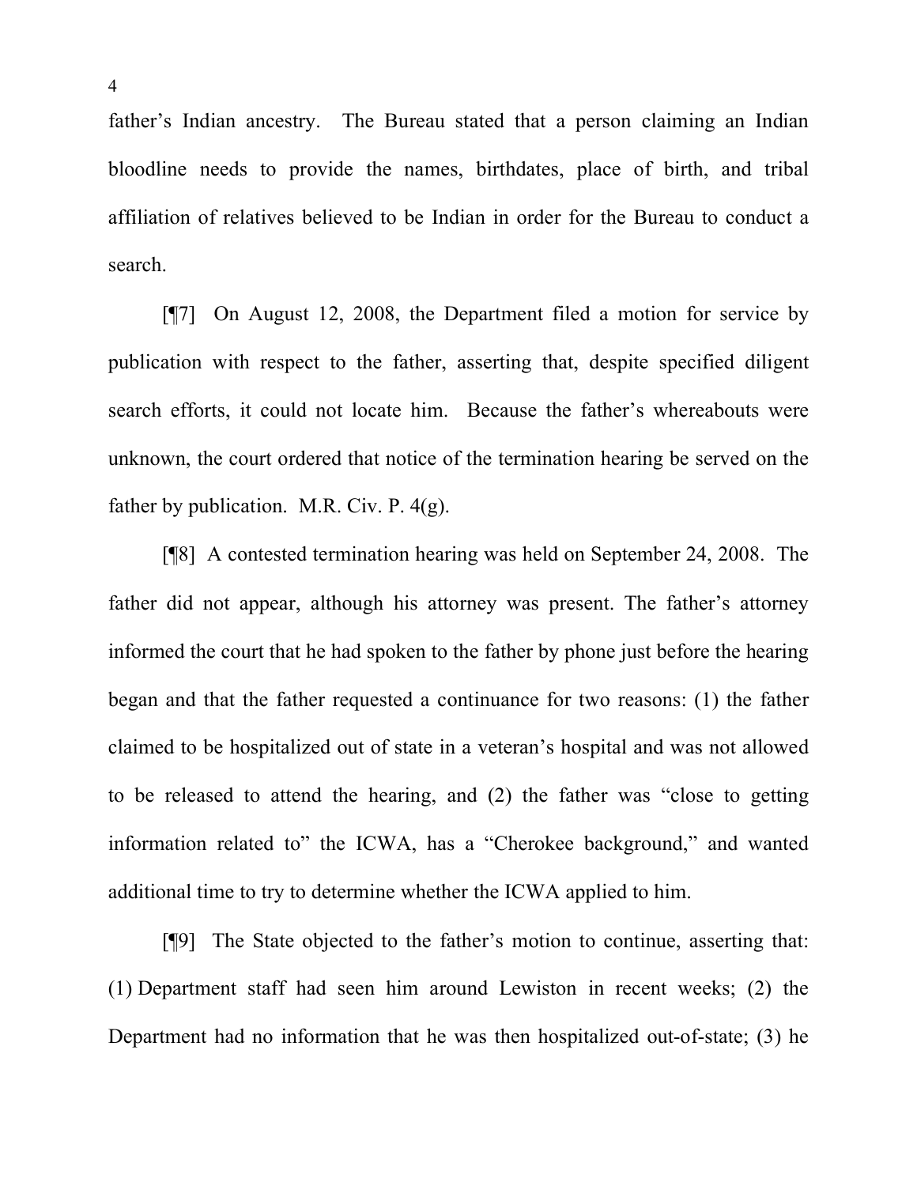father's Indian ancestry. The Bureau stated that a person claiming an Indian bloodline needs to provide the names, birthdates, place of birth, and tribal affiliation of relatives believed to be Indian in order for the Bureau to conduct a search.

[¶7] On August 12, 2008, the Department filed a motion for service by publication with respect to the father, asserting that, despite specified diligent search efforts, it could not locate him. Because the father's whereabouts were unknown, the court ordered that notice of the termination hearing be served on the father by publication. M.R. Civ. P. 4(g).

[¶8] A contested termination hearing was held on September 24, 2008. The father did not appear, although his attorney was present. The father's attorney informed the court that he had spoken to the father by phone just before the hearing began and that the father requested a continuance for two reasons: (1) the father claimed to be hospitalized out of state in a veteran's hospital and was not allowed to be released to attend the hearing, and (2) the father was "close to getting information related to" the ICWA, has a "Cherokee background," and wanted additional time to try to determine whether the ICWA applied to him.

[¶9] The State objected to the father's motion to continue, asserting that: (1) Department staff had seen him around Lewiston in recent weeks; (2) the Department had no information that he was then hospitalized out-of-state; (3) he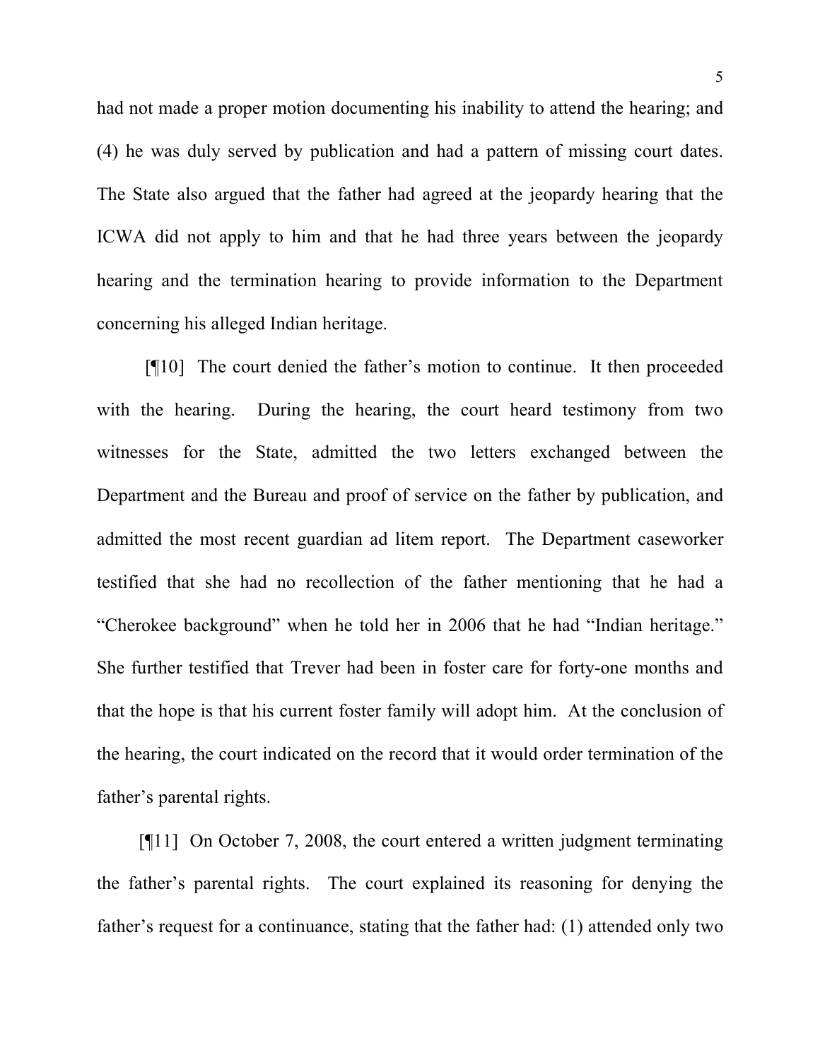had not made a proper motion documenting his inability to attend the hearing; and (4) he was duly served by publication and had a pattern of missing court dates. The State also argued that the father had agreed at the jeopardy hearing that the ICWA did not apply to him and that he had three years between the jeopardy hearing and the termination hearing to provide information to the Department concerning his alleged Indian heritage.

[¶10] The court denied the father's motion to continue. It then proceeded with the hearing. During the hearing, the court heard testimony from two witnesses for the State, admitted the two letters exchanged between the Department and the Bureau and proof of service on the father by publication, and admitted the most recent guardian ad litem report. The Department caseworker testified that she had no recollection of the father mentioning that he had a "Cherokee background" when he told her in 2006 that he had "Indian heritage." She further testified that Trever had been in foster care for forty-one months and that the hope is that his current foster family will adopt him. At the conclusion of the hearing, the court indicated on the record that it would order termination of the father's parental rights.

[¶11] On October 7, 2008, the court entered a written judgment terminating the father's parental rights. The court explained its reasoning for denying the father's request for a continuance, stating that the father had: (1) attended only two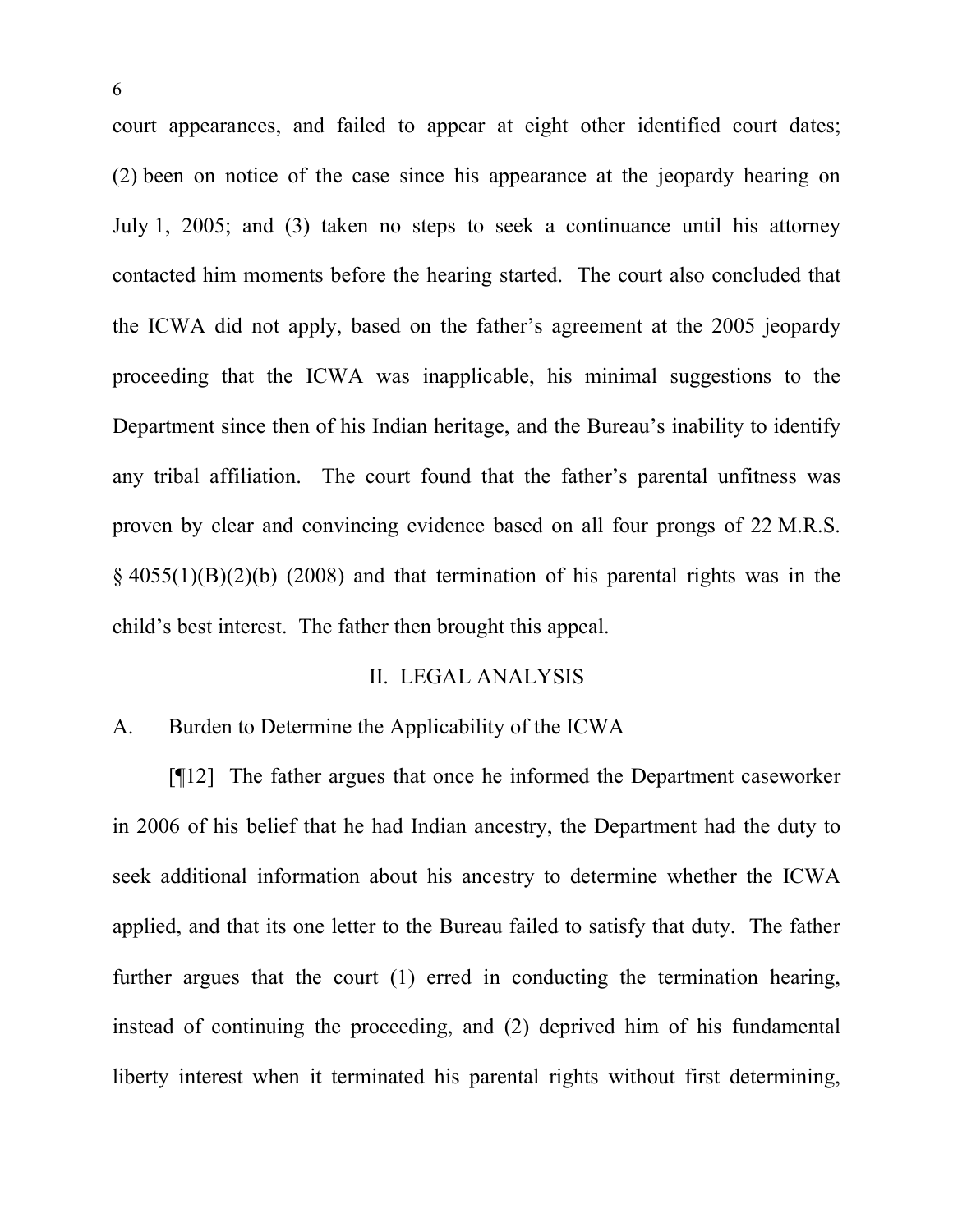court appearances, and failed to appear at eight other identified court dates; (2) been on notice of the case since his appearance at the jeopardy hearing on July 1, 2005; and (3) taken no steps to seek a continuance until his attorney contacted him moments before the hearing started. The court also concluded that the ICWA did not apply, based on the father's agreement at the 2005 jeopardy proceeding that the ICWA was inapplicable, his minimal suggestions to the Department since then of his Indian heritage, and the Bureau's inability to identify any tribal affiliation. The court found that the father's parental unfitness was proven by clear and convincing evidence based on all four prongs of 22 M.R.S. § 4055(1)(B)(2)(b) (2008) and that termination of his parental rights was in the child's best interest. The father then brought this appeal.

## II. LEGAL ANALYSIS

### A. Burden to Determine the Applicability of the ICWA

[¶12] The father argues that once he informed the Department caseworker in 2006 of his belief that he had Indian ancestry, the Department had the duty to seek additional information about his ancestry to determine whether the ICWA applied, and that its one letter to the Bureau failed to satisfy that duty. The father further argues that the court (1) erred in conducting the termination hearing, instead of continuing the proceeding, and (2) deprived him of his fundamental liberty interest when it terminated his parental rights without first determining,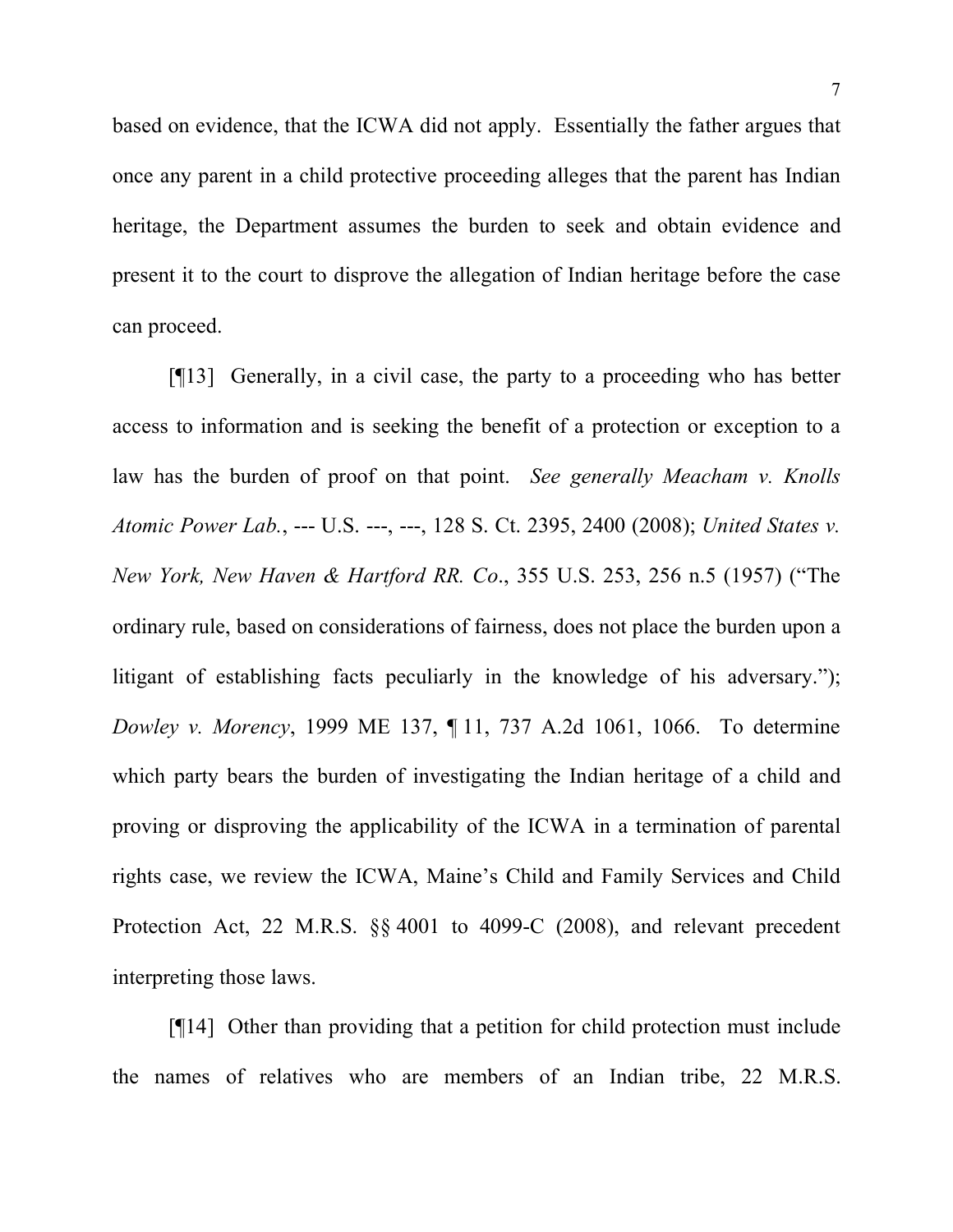based on evidence, that the ICWA did not apply. Essentially the father argues that once any parent in a child protective proceeding alleges that the parent has Indian heritage, the Department assumes the burden to seek and obtain evidence and present it to the court to disprove the allegation of Indian heritage before the case can proceed.

[¶13] Generally, in a civil case, the party to a proceeding who has better access to information and is seeking the benefit of a protection or exception to a law has the burden of proof on that point. *See generally Meacham v. Knolls Atomic Power Lab.*, --- U.S. ---, ---, 128 S. Ct. 2395, 2400 (2008); *United States v. New York, New Haven & Hartford RR. Co*., 355 U.S. 253, 256 n.5 (1957) ("The ordinary rule, based on considerations of fairness, does not place the burden upon a litigant of establishing facts peculiarly in the knowledge of his adversary."); *Dowley v. Morency*, 1999 ME 137, ¶ 11, 737 A.2d 1061, 1066. To determine which party bears the burden of investigating the Indian heritage of a child and proving or disproving the applicability of the ICWA in a termination of parental rights case, we review the ICWA, Maine's Child and Family Services and Child Protection Act, 22 M.R.S. §§ 4001 to 4099-C (2008), and relevant precedent interpreting those laws.

[¶14] Other than providing that a petition for child protection must include the names of relatives who are members of an Indian tribe, 22 M.R.S.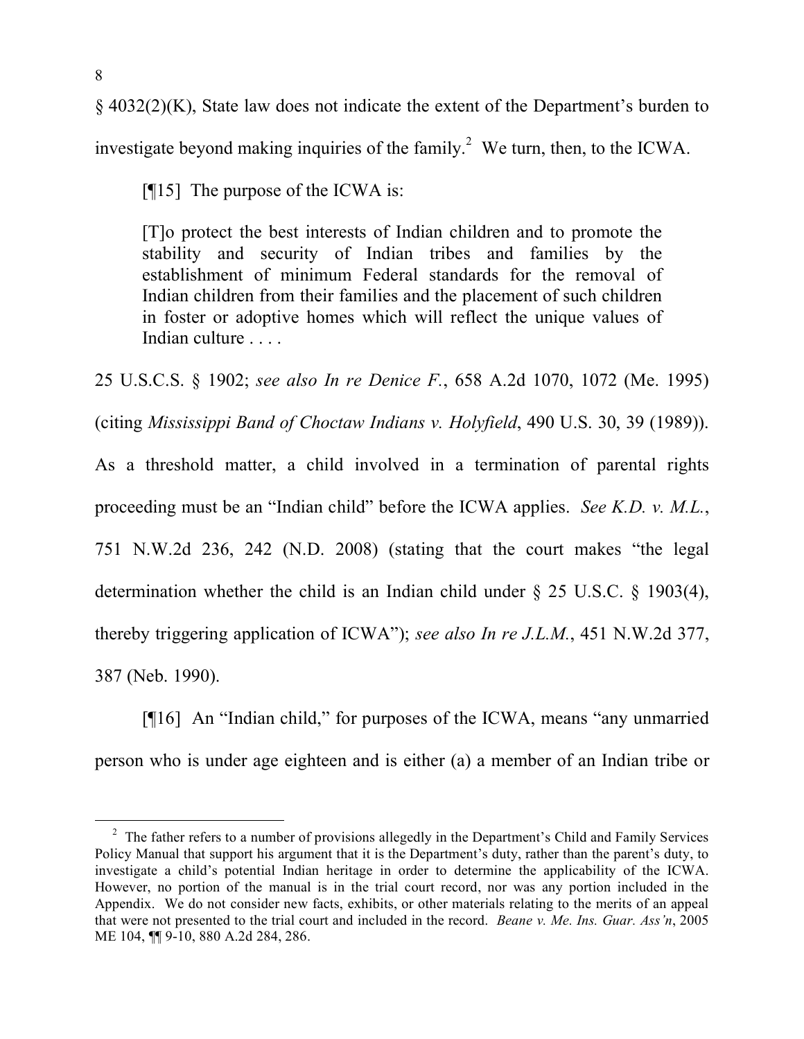§ 4032(2)(K), State law does not indicate the extent of the Department's burden to investigate beyond making inquiries of the family.[2] We turn, then, to the ICWA.

[¶15] The purpose of the ICWA is:

> [T]o protect the best interests of Indian children and to promote the stability and security of Indian tribes and families by the establishment of minimum Federal standards for the removal of Indian children from their families and the placement of such children in foster or adoptive homes which will reflect the unique values of Indian culture . . . .

25 U.S.C.S. § 1902; *see also In re Denice F.*, 658 A.2d 1070, 1072 (Me. 1995) (citing *Mississippi Band of Choctaw Indians v. Holyfield*, 490 U.S. 30, 39 (1989)). As a threshold matter, a child involved in a termination of parental rights proceeding must be an "Indian child" before the ICWA applies. *See K.D. v. M.L.*, 751 N.W.2d 236, 242 (N.D. 2008) (stating that the court makes "the legal determination whether the child is an Indian child under § 25 U.S.C. § 1903(4), thereby triggering application of ICWA"); *see also In re J.L.M.*, 451 N.W.2d 377, 387 (Neb. 1990).

[¶16] An "Indian child," for purposes of the ICWA, means "any unmarried person who is under age eighteen and is either (a) a member of an Indian tribe or

---

[2] The father refers to a number of provisions allegedly in the Department's Child and Family Services Policy Manual that support his argument that it is the Department's duty, rather than the parent's duty, to investigate a child's potential Indian heritage in order to determine the applicability of the ICWA. However, no portion of the manual is in the trial court record, nor was any portion included in the Appendix. We do not consider new facts, exhibits, or other materials relating to the merits of an appeal that were not presented to the trial court and included in the record. *Beane v. Me. Ins. Guar. Ass'n*, 2005 ME 104, ¶¶ 9-10, 880 A.2d 284, 286.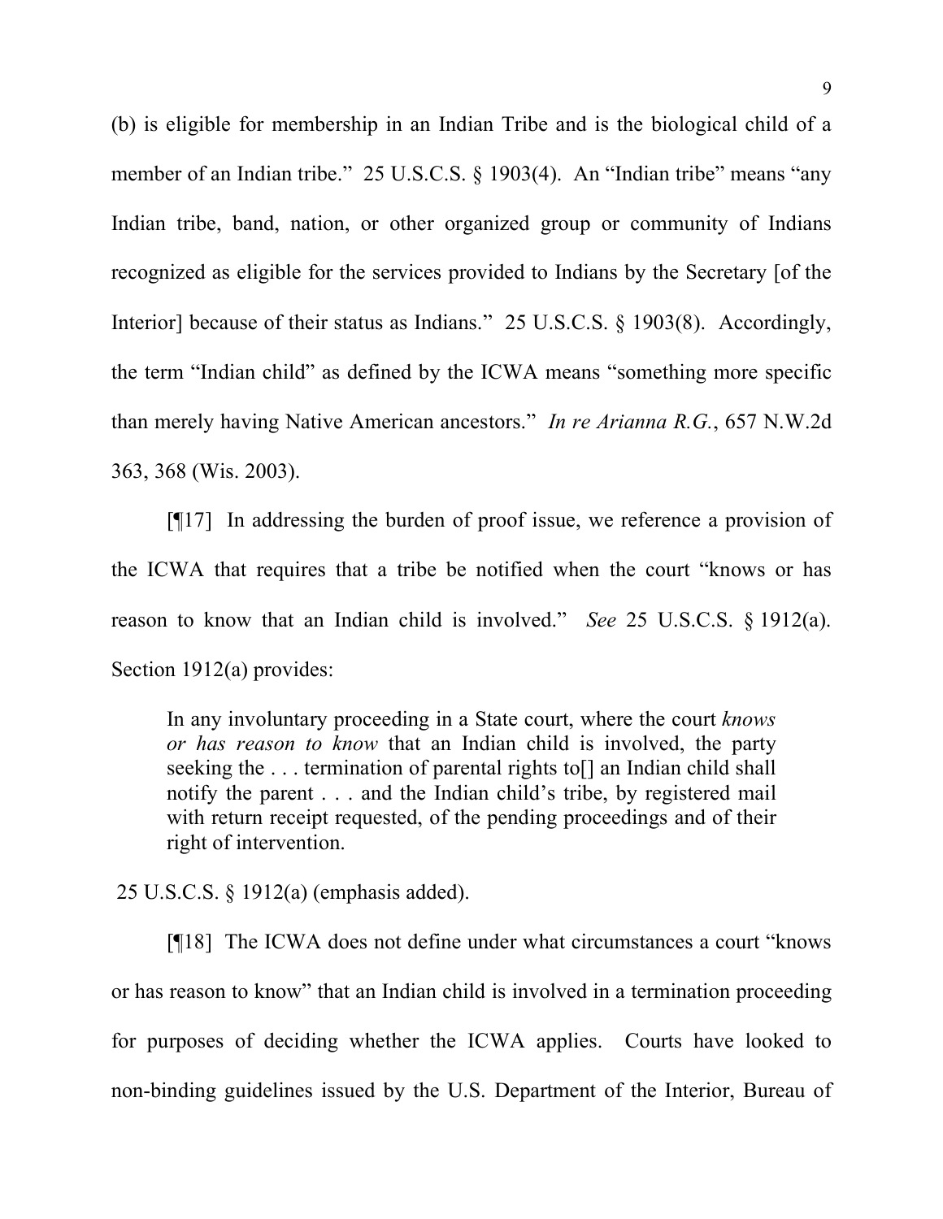(b) is eligible for membership in an Indian Tribe and is the biological child of a member of an Indian tribe." 25 U.S.C.S. § 1903(4). An "Indian tribe" means "any Indian tribe, band, nation, or other organized group or community of Indians recognized as eligible for the services provided to Indians by the Secretary [of the Interior] because of their status as Indians." 25 U.S.C.S. § 1903(8). Accordingly, the term "Indian child" as defined by the ICWA means "something more specific than merely having Native American ancestors." *In re Arianna R.G.*, 657 N.W.2d 363, 368 (Wis. 2003).

[¶17] In addressing the burden of proof issue, we reference a provision of the ICWA that requires that a tribe be notified when the court "knows or has reason to know that an Indian child is involved." *See* 25 U.S.C.S. § 1912(a). Section 1912(a) provides:

> In any involuntary proceeding in a State court, where the court *knows or has reason to know* that an Indian child is involved, the party seeking the . . . termination of parental rights to[] an Indian child shall notify the parent . . . and the Indian child's tribe, by registered mail with return receipt requested, of the pending proceedings and of their right of intervention.

25 U.S.C.S. § 1912(a) (emphasis added).

[¶18] The ICWA does not define under what circumstances a court "knows or has reason to know" that an Indian child is involved in a termination proceeding for purposes of deciding whether the ICWA applies. Courts have looked to non-binding guidelines issued by the U.S. Department of the Interior, Bureau of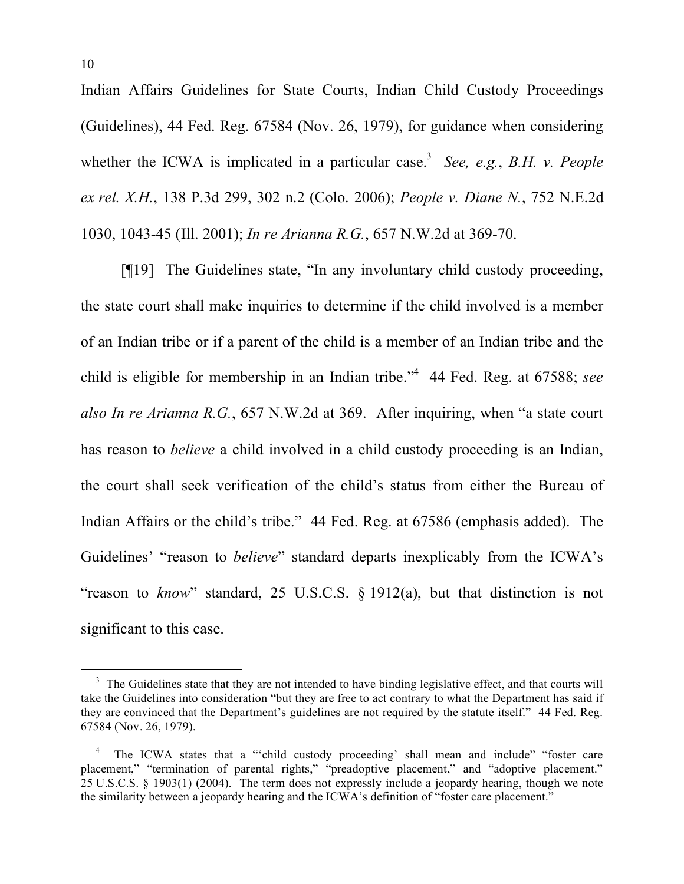Indian Affairs Guidelines for State Courts, Indian Child Custody Proceedings (Guidelines), 44 Fed. Reg. 67584 (Nov. 26, 1979), for guidance when considering whether the ICWA is implicated in a particular case.[3] *See, e.g.*, *B.H. v. People ex rel. X.H.*, 138 P.3d 299, 302 n.2 (Colo. 2006); *People v. Diane N.*, 752 N.E.2d 1030, 1043-45 (Ill. 2001); *In re Arianna R.G.*, 657 N.W.2d at 369-70.

[¶19] The Guidelines state, "In any involuntary child custody proceeding, the state court shall make inquiries to determine if the child involved is a member of an Indian tribe or if a parent of the child is a member of an Indian tribe and the child is eligible for membership in an Indian tribe."[4] 44 Fed. Reg. at 67588; *see also In re Arianna R.G.*, 657 N.W.2d at 369. After inquiring, when "a state court has reason to *believe* a child involved in a child custody proceeding is an Indian, the court shall seek verification of the child's status from either the Bureau of Indian Affairs or the child's tribe." 44 Fed. Reg. at 67586 (emphasis added). The Guidelines' "reason to *believe*" standard departs inexplicably from the ICWA's "reason to *know*" standard, 25 U.S.C.S. § 1912(a), but that distinction is not significant to this case.

[3] The Guidelines state that they are not intended to have binding legislative effect, and that courts will take the Guidelines into consideration "but they are free to act contrary to what the Department has said if they are convinced that the Department's guidelines are not required by the statute itself." 44 Fed. Reg. 67584 (Nov. 26, 1979).

[4] The ICWA states that a "'child custody proceeding' shall mean and include" "foster care placement," "termination of parental rights," "preadoptive placement," and "adoptive placement." 25 U.S.C.S. § 1903(1) (2004). The term does not expressly include a jeopardy hearing, though we note the similarity between a jeopardy hearing and the ICWA's definition of "foster care placement."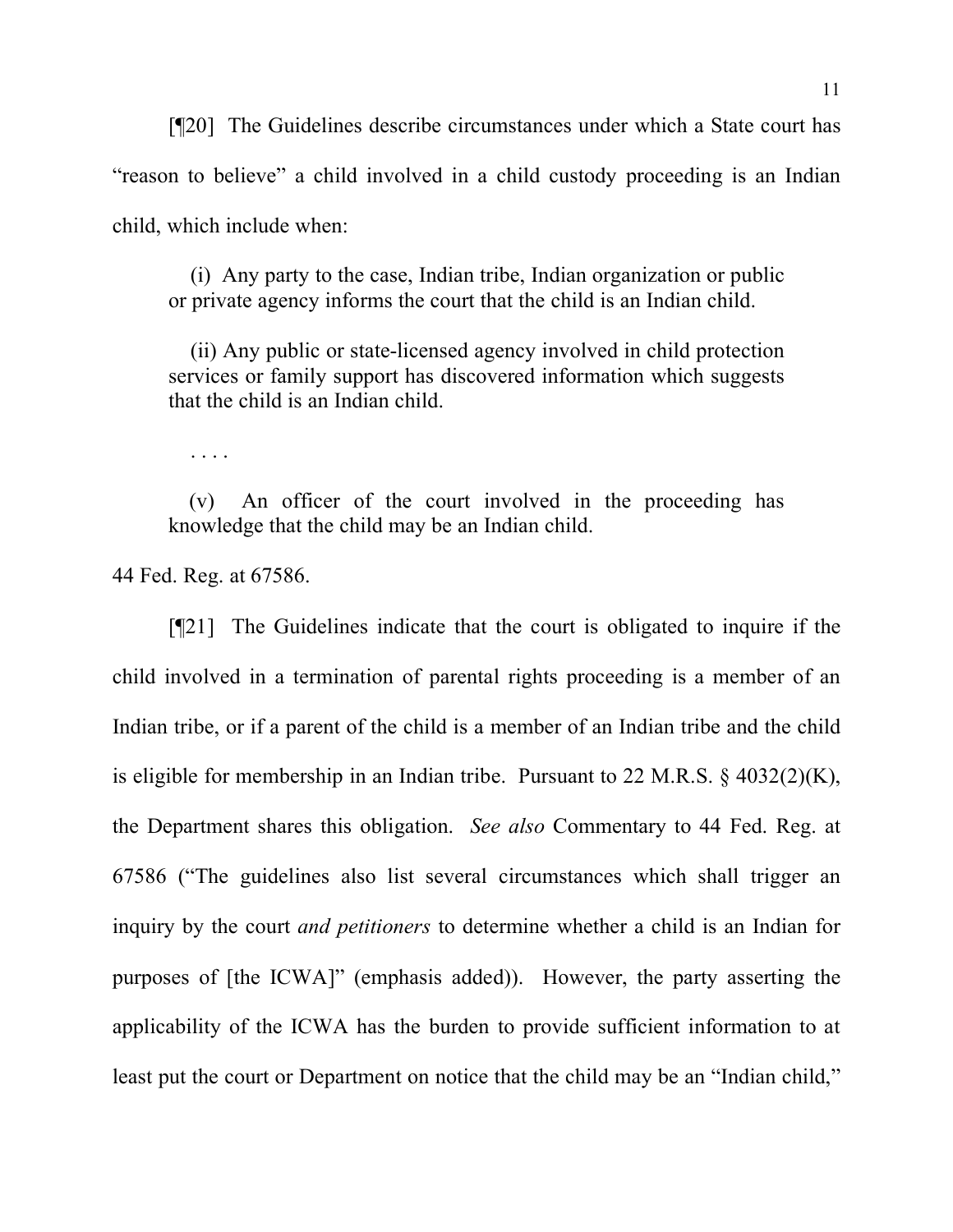[¶20] The Guidelines describe circumstances under which a State court has "reason to believe" a child involved in a child custody proceeding is an Indian child, which include when:

> (i) Any party to the case, Indian tribe, Indian organization or public or private agency informs the court that the child is an Indian child.
>
> (ii) Any public or state-licensed agency involved in child protection services or family support has discovered information which suggests that the child is an Indian child.
>
> . . . .
>
> (v) An officer of the court involved in the proceeding has knowledge that the child may be an Indian child.

44 Fed. Reg. at 67586.

[¶21] The Guidelines indicate that the court is obligated to inquire if the child involved in a termination of parental rights proceeding is a member of an Indian tribe, or if a parent of the child is a member of an Indian tribe and the child is eligible for membership in an Indian tribe. Pursuant to 22 M.R.S. § 4032(2)(K), the Department shares this obligation. *See also* Commentary to 44 Fed. Reg. at 67586 ("The guidelines also list several circumstances which shall trigger an inquiry by the court *and petitioners* to determine whether a child is an Indian for purposes of [the ICWA]" (emphasis added)). However, the party asserting the applicability of the ICWA has the burden to provide sufficient information to at least put the court or Department on notice that the child may be an "Indian child,"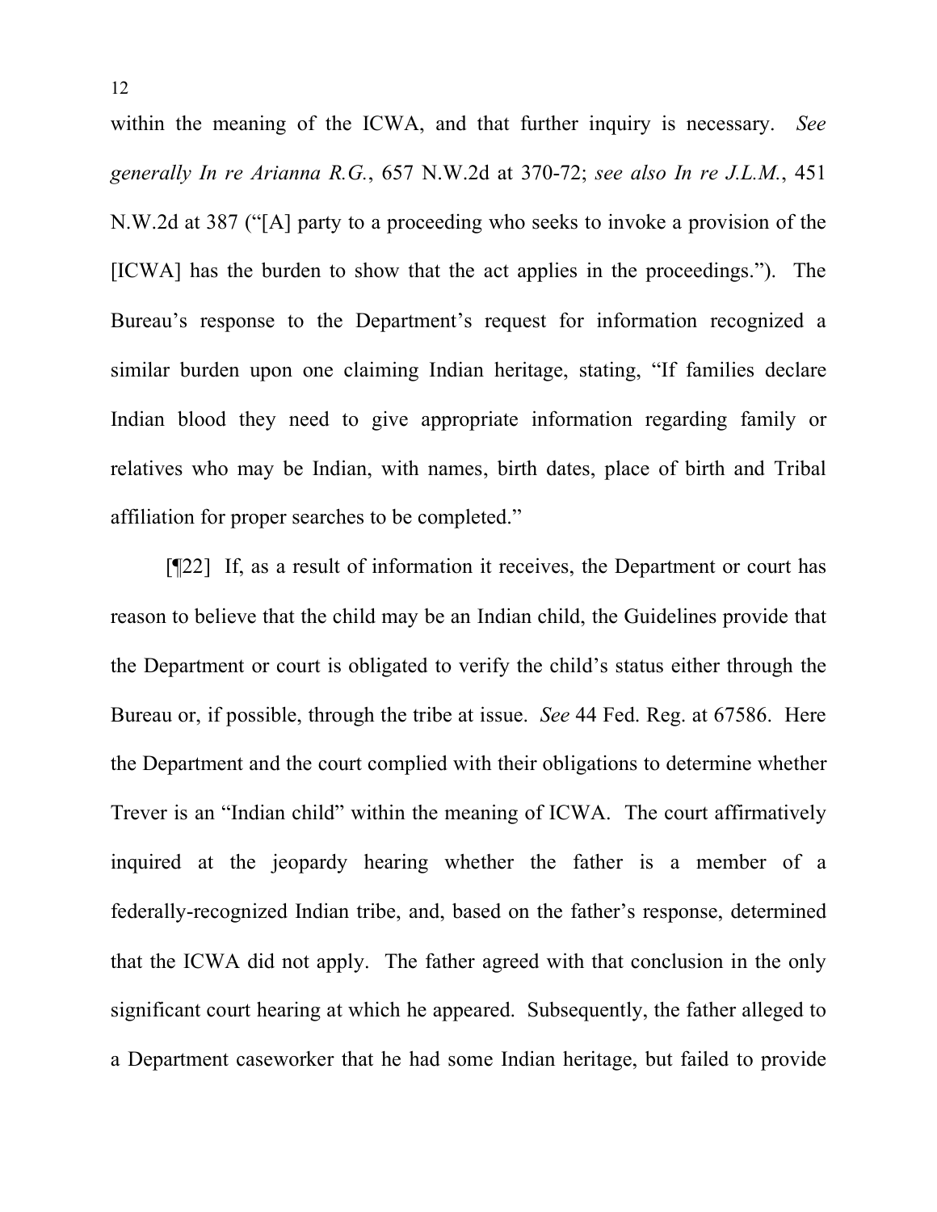within the meaning of the ICWA, and that further inquiry is necessary. *See generally In re Arianna R.G.*, 657 N.W.2d at 370-72; *see also In re J.L.M.*, 451 N.W.2d at 387 ("[A] party to a proceeding who seeks to invoke a provision of the [ICWA] has the burden to show that the act applies in the proceedings."). The Bureau's response to the Department's request for information recognized a similar burden upon one claiming Indian heritage, stating, "If families declare Indian blood they need to give appropriate information regarding family or relatives who may be Indian, with names, birth dates, place of birth and Tribal affiliation for proper searches to be completed."

[¶22] If, as a result of information it receives, the Department or court has reason to believe that the child may be an Indian child, the Guidelines provide that the Department or court is obligated to verify the child's status either through the Bureau or, if possible, through the tribe at issue. *See* 44 Fed. Reg. at 67586. Here the Department and the court complied with their obligations to determine whether Trever is an "Indian child" within the meaning of ICWA. The court affirmatively inquired at the jeopardy hearing whether the father is a member of a federally-recognized Indian tribe, and, based on the father's response, determined that the ICWA did not apply. The father agreed with that conclusion in the only significant court hearing at which he appeared. Subsequently, the father alleged to a Department caseworker that he had some Indian heritage, but failed to provide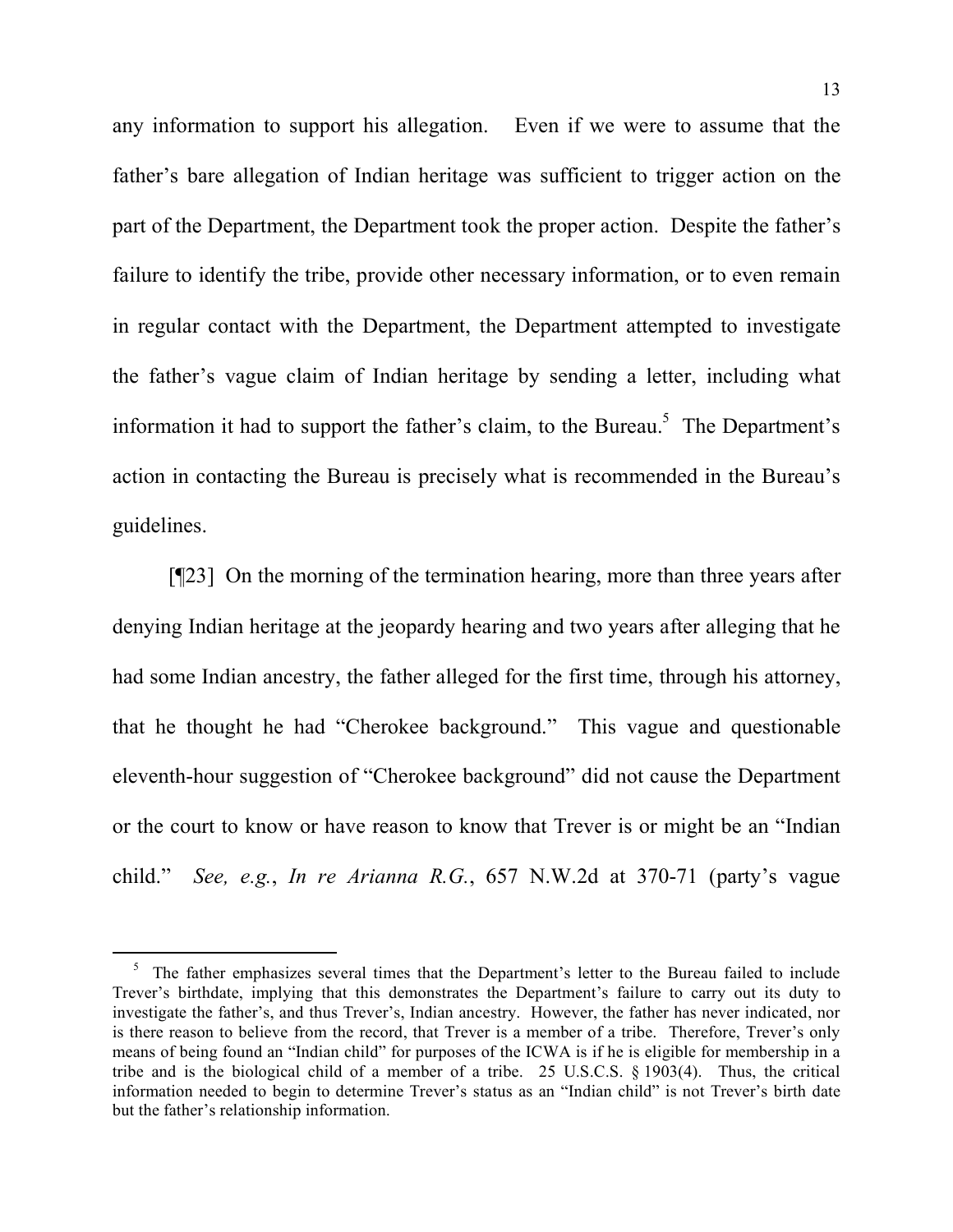any information to support his allegation. Even if we were to assume that the father's bare allegation of Indian heritage was sufficient to trigger action on the part of the Department, the Department took the proper action. Despite the father's failure to identify the tribe, provide other necessary information, or to even remain in regular contact with the Department, the Department attempted to investigate the father's vague claim of Indian heritage by sending a letter, including what information it had to support the father's claim, to the Bureau.[5] The Department's action in contacting the Bureau is precisely what is recommended in the Bureau's guidelines.

[¶23] On the morning of the termination hearing, more than three years after denying Indian heritage at the jeopardy hearing and two years after alleging that he had some Indian ancestry, the father alleged for the first time, through his attorney, that he thought he had "Cherokee background." This vague and questionable eleventh-hour suggestion of "Cherokee background" did not cause the Department or the court to know or have reason to know that Trever is or might be an "Indian child." *See, e.g.*, *In re Arianna R.G.*, 657 N.W.2d at 370-71 (party's vague

[5] The father emphasizes several times that the Department's letter to the Bureau failed to include Trever's birthdate, implying that this demonstrates the Department's failure to carry out its duty to investigate the father's, and thus Trever's, Indian ancestry. However, the father has never indicated, nor is there reason to believe from the record, that Trever is a member of a tribe. Therefore, Trever's only means of being found an "Indian child" for purposes of the ICWA is if he is eligible for membership in a tribe and is the biological child of a member of a tribe. 25 U.S.C.S. § 1903(4). Thus, the critical information needed to begin to determine Trever's status as an "Indian child" is not Trever's birth date but the father's relationship information.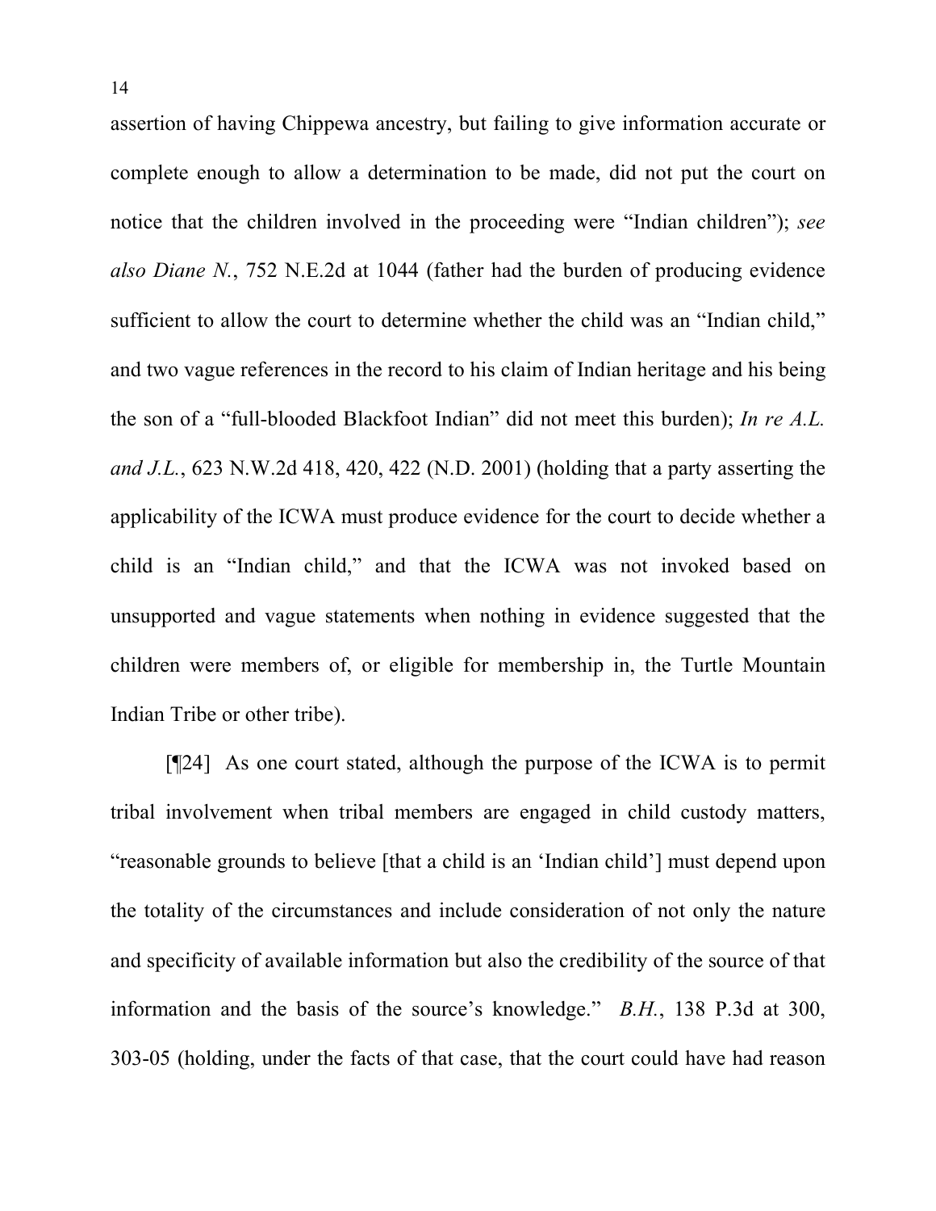assertion of having Chippewa ancestry, but failing to give information accurate or complete enough to allow a determination to be made, did not put the court on notice that the children involved in the proceeding were "Indian children"); *see also Diane N.*, 752 N.E.2d at 1044 (father had the burden of producing evidence sufficient to allow the court to determine whether the child was an "Indian child," and two vague references in the record to his claim of Indian heritage and his being the son of a "full-blooded Blackfoot Indian" did not meet this burden); *In re A.L. and J.L.*, 623 N.W.2d 418, 420, 422 (N.D. 2001) (holding that a party asserting the applicability of the ICWA must produce evidence for the court to decide whether a child is an "Indian child," and that the ICWA was not invoked based on unsupported and vague statements when nothing in evidence suggested that the children were members of, or eligible for membership in, the Turtle Mountain Indian Tribe or other tribe).

[¶24] As one court stated, although the purpose of the ICWA is to permit tribal involvement when tribal members are engaged in child custody matters, "reasonable grounds to believe [that a child is an 'Indian child'] must depend upon the totality of the circumstances and include consideration of not only the nature and specificity of available information but also the credibility of the source of that information and the basis of the source's knowledge." *B.H.*, 138 P.3d at 300, 303-05 (holding, under the facts of that case, that the court could have had reason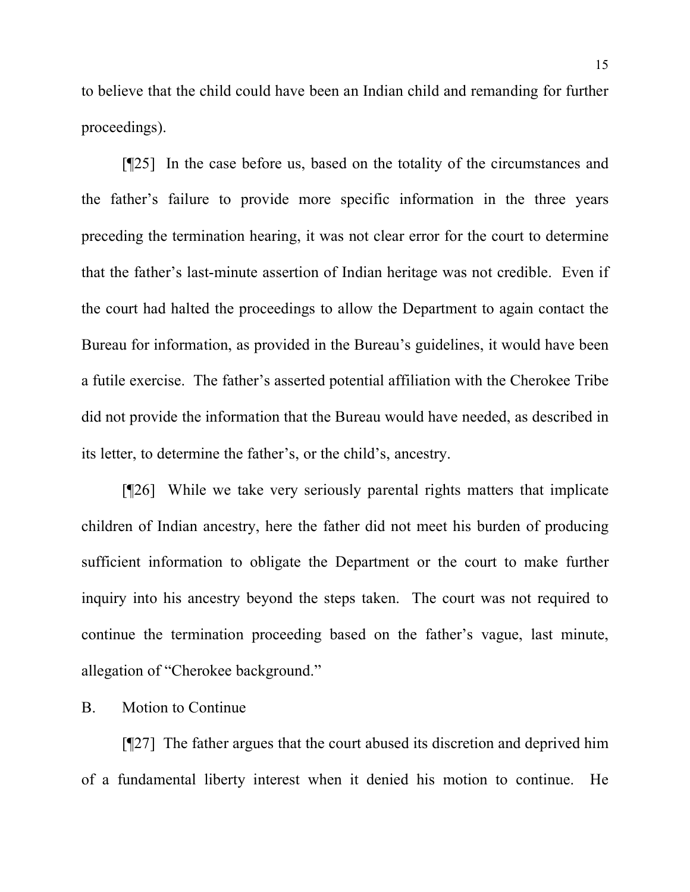to believe that the child could have been an Indian child and remanding for further proceedings).

[¶25] In the case before us, based on the totality of the circumstances and the father's failure to provide more specific information in the three years preceding the termination hearing, it was not clear error for the court to determine that the father's last-minute assertion of Indian heritage was not credible. Even if the court had halted the proceedings to allow the Department to again contact the Bureau for information, as provided in the Bureau's guidelines, it would have been a futile exercise. The father's asserted potential affiliation with the Cherokee Tribe did not provide the information that the Bureau would have needed, as described in its letter, to determine the father's, or the child's, ancestry.

[¶26] While we take very seriously parental rights matters that implicate children of Indian ancestry, here the father did not meet his burden of producing sufficient information to obligate the Department or the court to make further inquiry into his ancestry beyond the steps taken. The court was not required to continue the termination proceeding based on the father's vague, last minute, allegation of "Cherokee background."

B. Motion to Continue

[¶27] The father argues that the court abused its discretion and deprived him of a fundamental liberty interest when it denied his motion to continue. He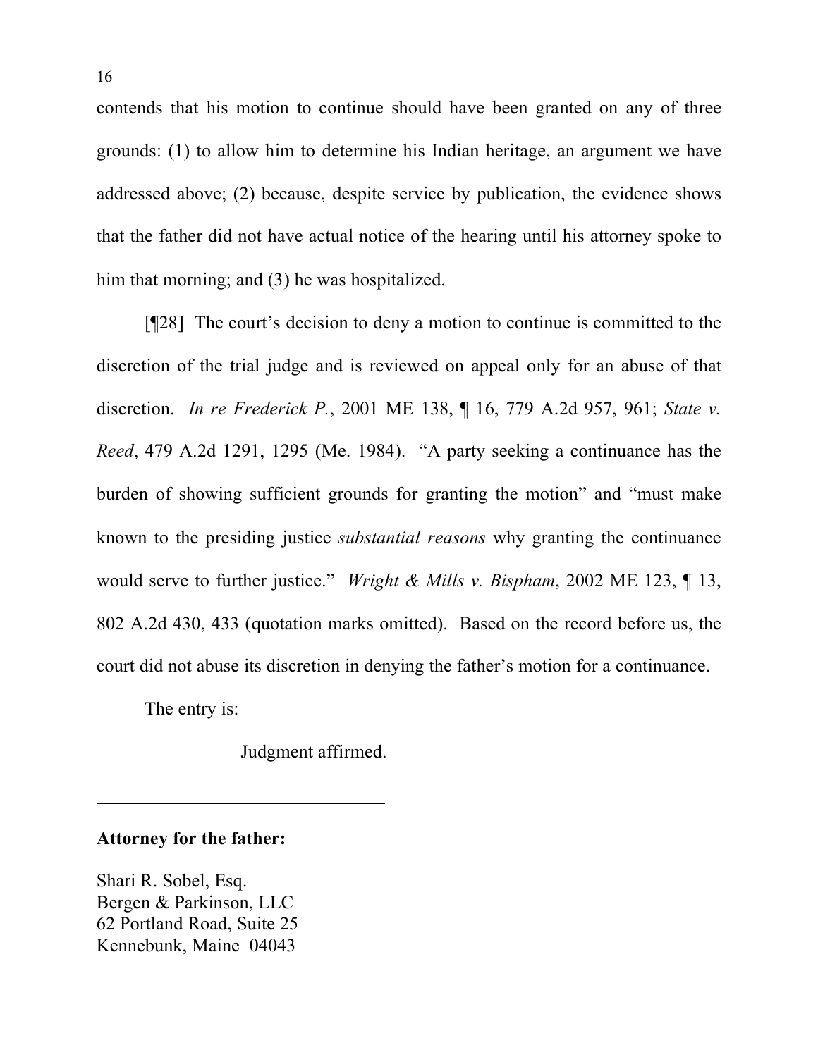contends that his motion to continue should have been granted on any of three grounds: (1) to allow him to determine his Indian heritage, an argument we have addressed above; (2) because, despite service by publication, the evidence shows that the father did not have actual notice of the hearing until his attorney spoke to him that morning; and (3) he was hospitalized.

[¶28] The court's decision to deny a motion to continue is committed to the discretion of the trial judge and is reviewed on appeal only for an abuse of that discretion. *In re Frederick P.*, 2001 ME 138, ¶ 16, 779 A.2d 957, 961; *State v. Reed*, 479 A.2d 1291, 1295 (Me. 1984). "A party seeking a continuance has the burden of showing sufficient grounds for granting the motion" and "must make known to the presiding justice *substantial reasons* why granting the continuance would serve to further justice." *Wright & Mills v. Bispham*, 2002 ME 123, ¶ 13, 802 A.2d 430, 433 (quotation marks omitted). Based on the record before us, the court did not abuse its discretion in denying the father's motion for a continuance.

The entry is:

Judgment affirmed.

---

**Attorney for the father:**

Shari R. Sobel, Esq.
Bergen & Parkinson, LLC
62 Portland Road, Suite 25
Kennebunk, Maine 04043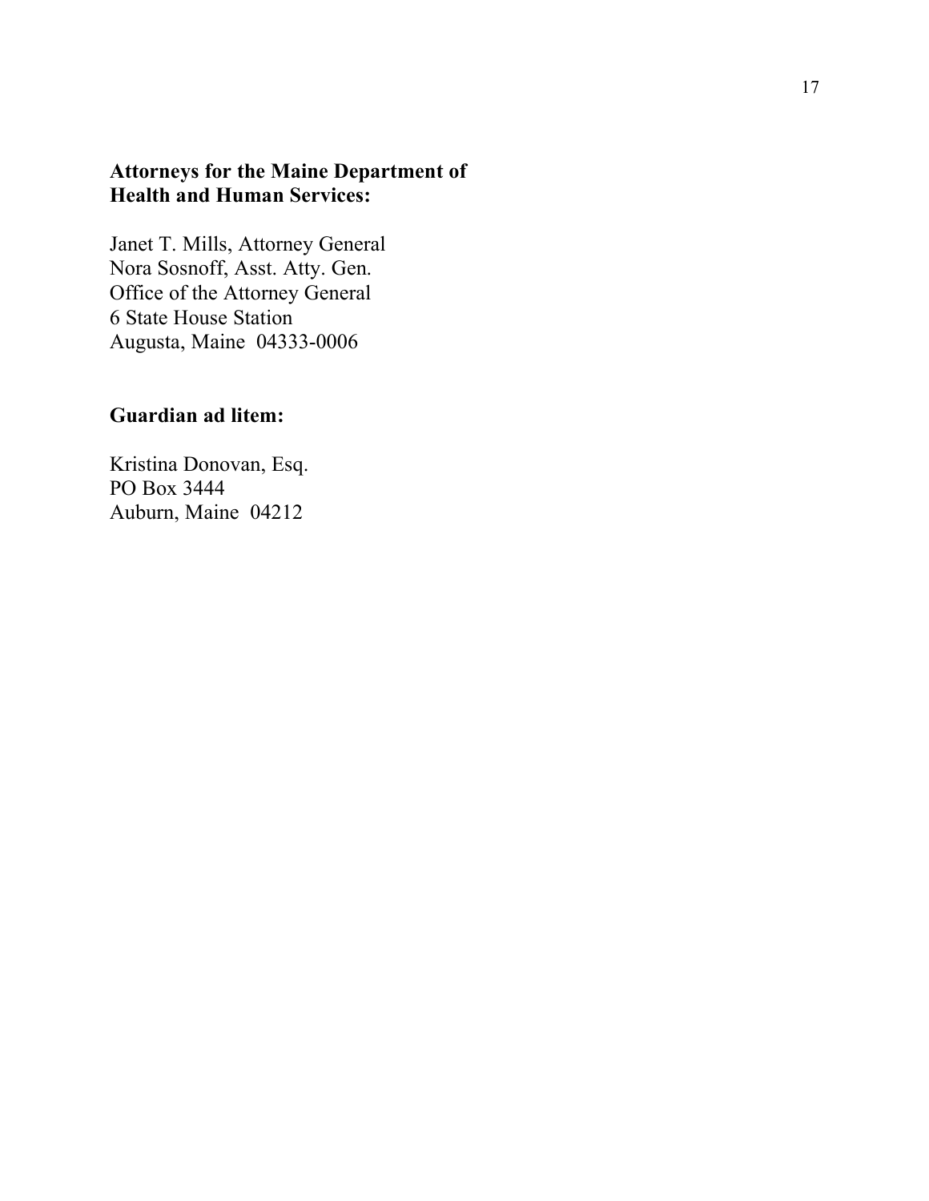**Attorneys for the Maine Department of Health and Human Services:**

Janet T. Mills, Attorney General
Nora Sosnoff, Asst. Atty. Gen.
Office of the Attorney General
6 State House Station
Augusta, Maine 04333-0006

**Guardian ad litem:**

Kristina Donovan, Esq.
PO Box 3444
Auburn, Maine 04212